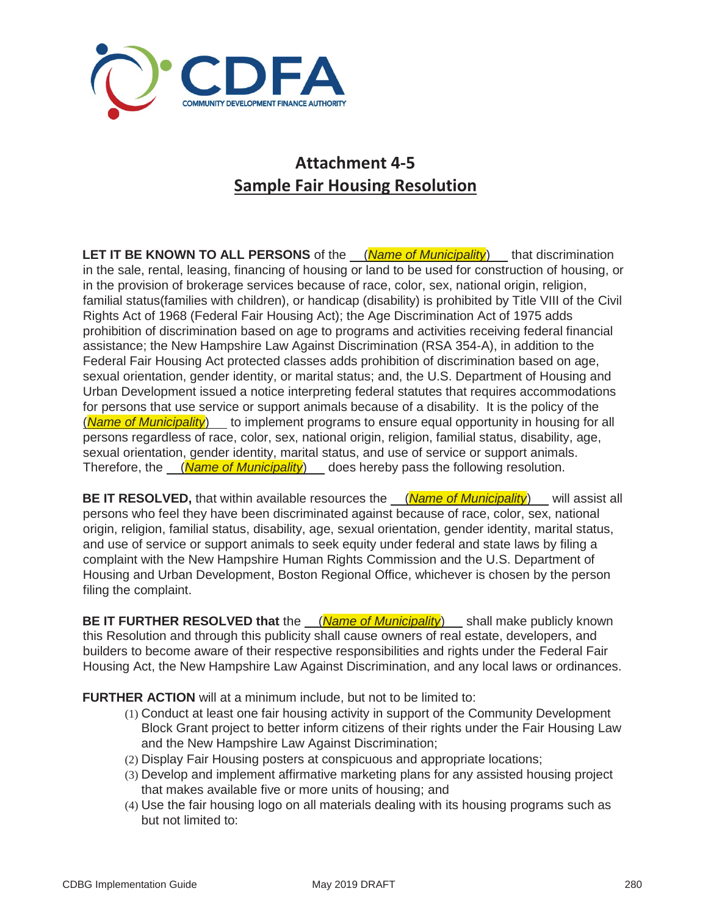# Attachment 4-5

## Sample Fair Housing Resolution

**LET IT BE KNOWN TO ALL PERSONS** of the (*Name of Municipality*) that discrimination in the sale, rental, leasing, financing of housing or land to be used for construction of housing, or in the provision of brokerage services because of race, color, sex, national origin, religion, familial status(families with children), or handicap (disability) is prohibited by Title VIII of the Civil Rights Act of 1968 (Federal Fair Housing Act); the Age Discrimination Act of 1975 adds prohibition of discrimination based on age to programs and activities receiving federal financial assistance; the New Hampshire Law Against Discrimination (RSA 354-A), in addition to the Federal Fair Housing Act protected classes adds prohibition of discrimination based on age, sexual orientation, gender identity, or marital status; and, the U.S. Department of Housing and Urban Development issued a notice interpreting federal statutes that requires accommodations for persons that use service or support animals because of a disability. It is the policy of the (*Name of Municipality*) to implement programs to ensure equal opportunity in housing for all persons regardless of race, color, sex, national origin, religion, familial status, disability, age, sexual orientation, gender identity, marital status, and use of service or support animals. Therefore, the (*Name of Municipality*) does hereby pass the following resolution.

**BE IT RESOLVED,** that within available resources the (*Name of Municipality*) will assist all persons who feel they have been discriminated against because of race, color, sex, national origin, religion, familial status, disability, age, sexual orientation, gender identity, marital status, and use of service or support animals to seek equity under federal and state laws by filing a complaint with the New Hampshire Human Rights Commission and the U.S. Department of Housing and Urban Development, Boston Regional Office, whichever is chosen by the person filing the complaint.

**BE IT FURTHER RESOLVED that** the (*Name of Municipality*) shall make publicly known this Resolution and through this publicity shall cause owners of real estate, developers, and builders to become aware of their respective responsibilities and rights under the Federal Fair Housing Act, the New Hampshire Law Against Discrimination, and any local laws or ordinances.

**FURTHER ACTION** will at a minimum include, but not to be limited to:

(1) Conduct at least one fair housing activity in support of the Community Development Block Grant project to better inform citizens of their rights under the Fair Housing Law and the New Hampshire Law Against Discrimination;

(2) Display Fair Housing posters at conspicuous and appropriate locations;

(3) Develop and implement affirmative marketing plans for any assisted housing project that makes available five or more units of housing; and

(4) Use the fair housing logo on all materials dealing with its housing programs such as but not limited to: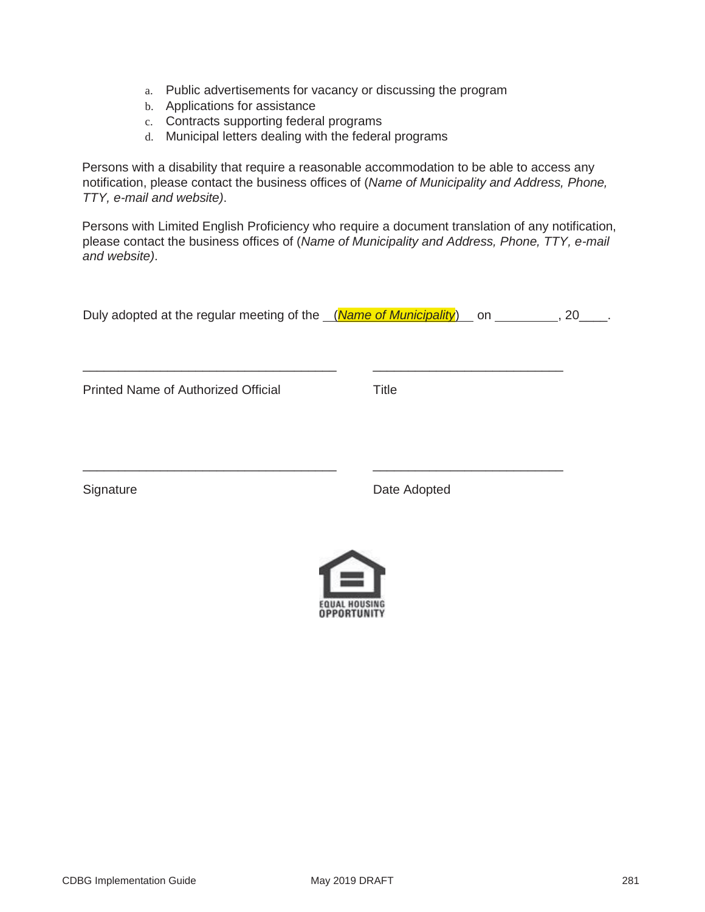a. Public advertisements for vacancy or discussing the program
b. Applications for assistance
c. Contracts supporting federal programs
d. Municipal letters dealing with the federal programs

Persons with a disability that require a reasonable accommodation to be able to access any notification, please contact the business offices of (*Name of Municipality and Address, Phone, TTY, e-mail and website)*.

Persons with Limited English Proficiency who require a document translation of any notification, please contact the business offices of (*Name of Municipality and Address, Phone, TTY, e-mail and website)*.

Duly adopted at the regular meeting of the __(*Name of Municipality*)__ on _________, 20____.

___________________________________ ___________________________

Printed Name of Authorized Official Title

___________________________________ ___________________________

Signature Date Adopted

EQUAL HOUSING OPPORTUNITY